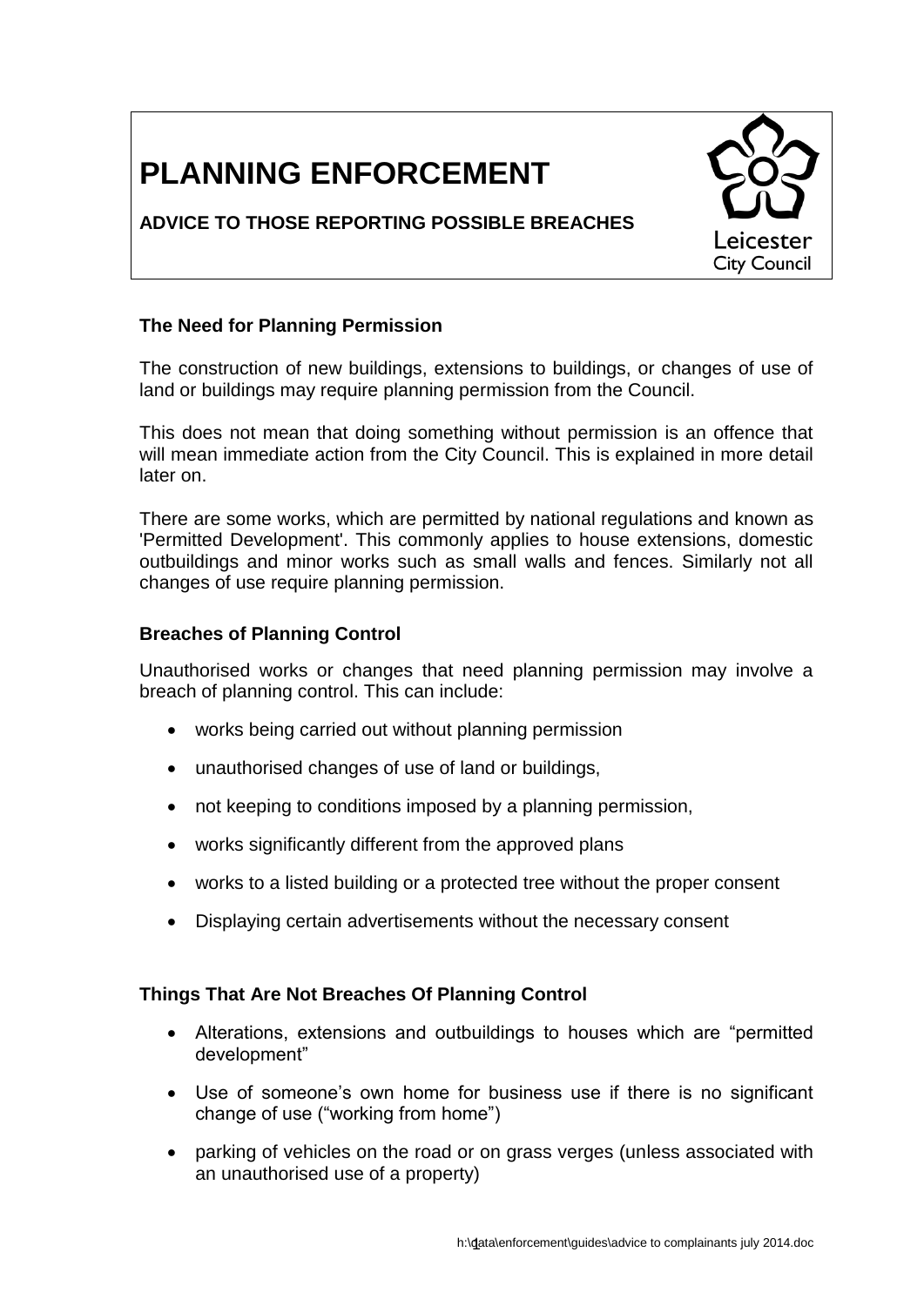# PLANNING ENFORCEMENT

**ADVICE TO THOSE REPORTING POSSIBLE BREACHES**

Leicester City Council

### The Need for Planning Permission

The construction of new buildings, extensions to buildings, or changes of use of land or buildings may require planning permission from the Council.

This does not mean that doing something without permission is an offence that will mean immediate action from the City Council. This is explained in more detail later on.

There are some works, which are permitted by national regulations and known as 'Permitted Development'. This commonly applies to house extensions, domestic outbuildings and minor works such as small walls and fences. Similarly not all changes of use require planning permission.

### Breaches of Planning Control

Unauthorised works or changes that need planning permission may involve a breach of planning control. This can include:

- works being carried out without planning permission
- unauthorised changes of use of land or buildings,
- not keeping to conditions imposed by a planning permission,
- works significantly different from the approved plans
- works to a listed building or a protected tree without the proper consent
- Displaying certain advertisements without the necessary consent

### Things That Are Not Breaches Of Planning Control

- Alterations, extensions and outbuildings to houses which are "permitted development"
- Use of someone's own home for business use if there is no significant change of use ("working from home")
- parking of vehicles on the road or on grass verges (unless associated with an unauthorised use of a property)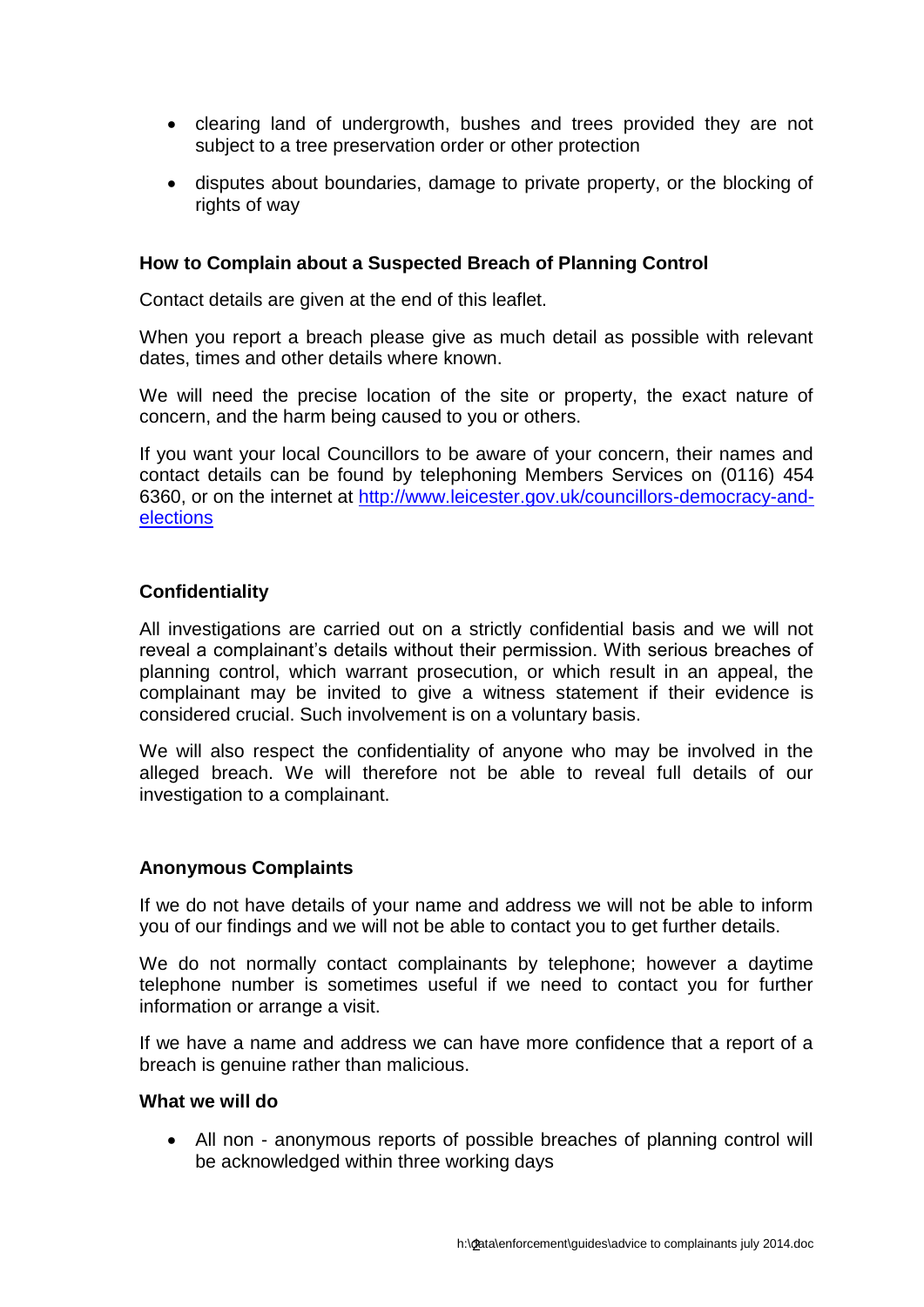- clearing land of undergrowth, bushes and trees provided they are not subject to a tree preservation order or other protection
- disputes about boundaries, damage to private property, or the blocking of rights of way

### How to Complain about a Suspected Breach of Planning Control

Contact details are given at the end of this leaflet.

When you report a breach please give as much detail as possible with relevant dates, times and other details where known.

We will need the precise location of the site or property, the exact nature of concern, and the harm being caused to you or others.

If you want your local Councillors to be aware of your concern, their names and contact details can be found by telephoning Members Services on (0116) 454 6360, or on the internet at [http://www.leicester.gov.uk/councillors-democracy-and-elections](http://www.leicester.gov.uk/councillors-democracy-and-elections)

### Confidentiality

All investigations are carried out on a strictly confidential basis and we will not reveal a complainant's details without their permission. With serious breaches of planning control, which warrant prosecution, or which result in an appeal, the complainant may be invited to give a witness statement if their evidence is considered crucial. Such involvement is on a voluntary basis.

We will also respect the confidentiality of anyone who may be involved in the alleged breach. We will therefore not be able to reveal full details of our investigation to a complainant.

### Anonymous Complaints

If we do not have details of your name and address we will not be able to inform you of our findings and we will not be able to contact you to get further details.

We do not normally contact complainants by telephone; however a daytime telephone number is sometimes useful if we need to contact you for further information or arrange a visit.

If we have a name and address we can have more confidence that a report of a breach is genuine rather than malicious.

### What we will do

- All non - anonymous reports of possible breaches of planning control will be acknowledged within three working days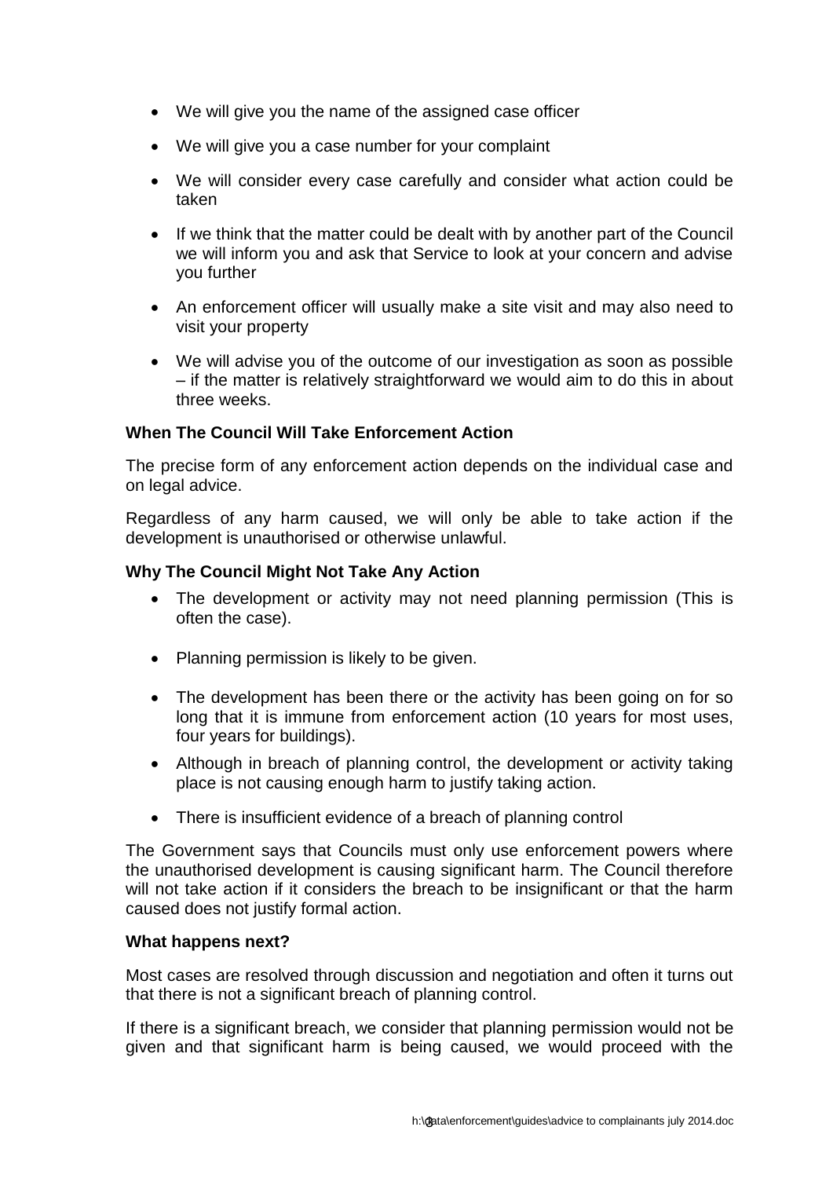- We will give you the name of the assigned case officer
- We will give you a case number for your complaint
- We will consider every case carefully and consider what action could be taken
- If we think that the matter could be dealt with by another part of the Council we will inform you and ask that Service to look at your concern and advise you further
- An enforcement officer will usually make a site visit and may also need to visit your property
- We will advise you of the outcome of our investigation as soon as possible – if the matter is relatively straightforward we would aim to do this in about three weeks.

**When The Council Will Take Enforcement Action**

The precise form of any enforcement action depends on the individual case and on legal advice.

Regardless of any harm caused, we will only be able to take action if the development is unauthorised or otherwise unlawful.

**Why The Council Might Not Take Any Action**

- The development or activity may not need planning permission (This is often the case).
- Planning permission is likely to be given.
- The development has been there or the activity has been going on for so long that it is immune from enforcement action (10 years for most uses, four years for buildings).
- Although in breach of planning control, the development or activity taking place is not causing enough harm to justify taking action.
- There is insufficient evidence of a breach of planning control

The Government says that Councils must only use enforcement powers where the unauthorised development is causing significant harm. The Council therefore will not take action if it considers the breach to be insignificant or that the harm caused does not justify formal action.

**What happens next?**

Most cases are resolved through discussion and negotiation and often it turns out that there is not a significant breach of planning control.

If there is a significant breach, we consider that planning permission would not be given and that significant harm is being caused, we would proceed with the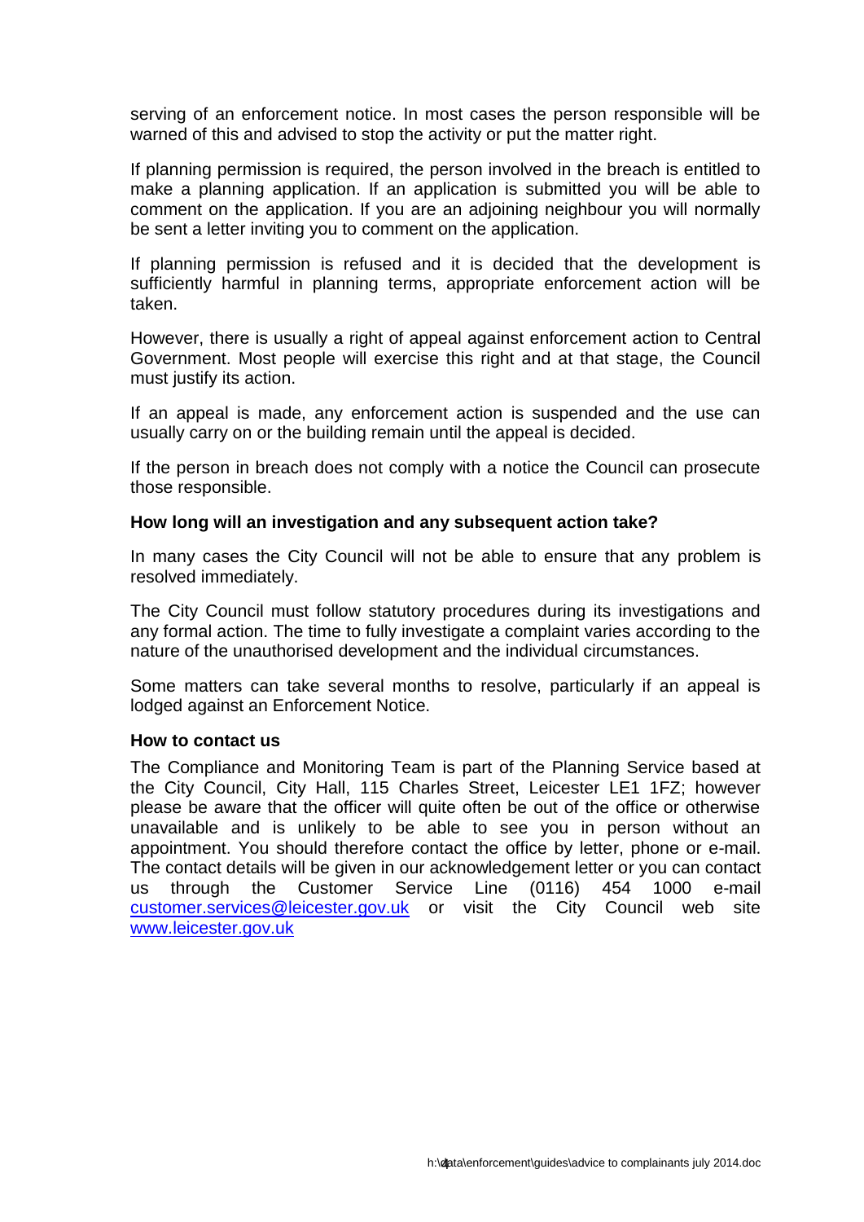serving of an enforcement notice. In most cases the person responsible will be warned of this and advised to stop the activity or put the matter right.

If planning permission is required, the person involved in the breach is entitled to make a planning application. If an application is submitted you will be able to comment on the application. If you are an adjoining neighbour you will normally be sent a letter inviting you to comment on the application.

If planning permission is refused and it is decided that the development is sufficiently harmful in planning terms, appropriate enforcement action will be taken.

However, there is usually a right of appeal against enforcement action to Central Government. Most people will exercise this right and at that stage, the Council must justify its action.

If an appeal is made, any enforcement action is suspended and the use can usually carry on or the building remain until the appeal is decided.

If the person in breach does not comply with a notice the Council can prosecute those responsible.

**How long will an investigation and any subsequent action take?**

In many cases the City Council will not be able to ensure that any problem is resolved immediately.

The City Council must follow statutory procedures during its investigations and any formal action. The time to fully investigate a complaint varies according to the nature of the unauthorised development and the individual circumstances.

Some matters can take several months to resolve, particularly if an appeal is lodged against an Enforcement Notice.

**How to contact us**

The Compliance and Monitoring Team is part of the Planning Service based at the City Council, City Hall, 115 Charles Street, Leicester LE1 1FZ; however please be aware that the officer will quite often be out of the office or otherwise unavailable and is unlikely to be able to see you in person without an appointment. You should therefore contact the office by letter, phone or e-mail. The contact details will be given in our acknowledgement letter or you can contact us through the Customer Service Line (0116) 454 1000 e-mail customer.services@leicester.gov.uk or visit the City Council web site www.leicester.gov.uk